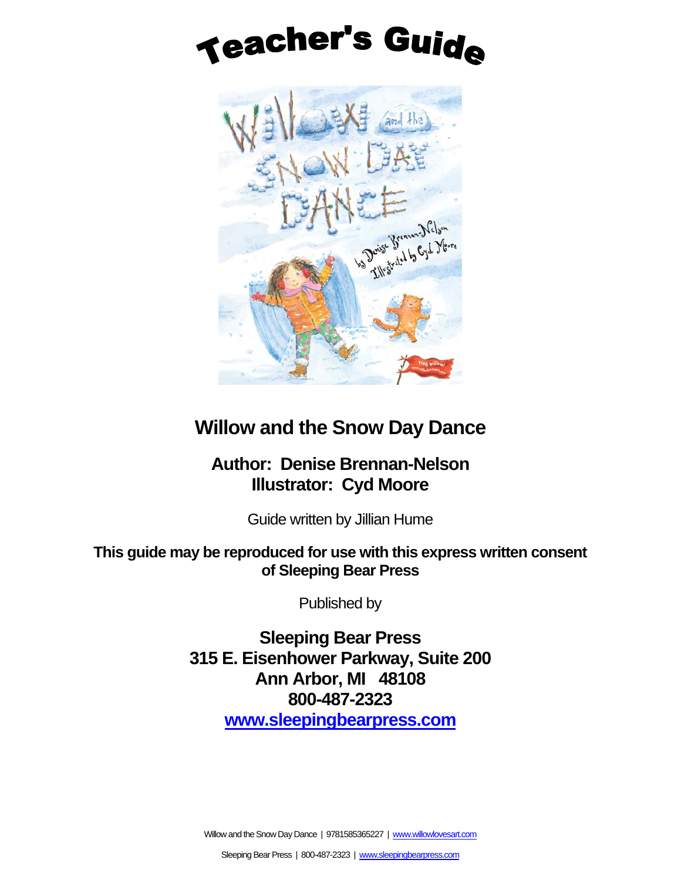# Teacher's Guide

## Willow and the Snow Day Dance

**Author: Denise Brennan-Nelson**
**Illustrator: Cyd Moore**

Guide written by Jillian Hume

**This guide may be reproduced for use with this express written consent of Sleeping Bear Press**

Published by

**Sleeping Bear Press**
**315 E. Eisenhower Parkway, Suite 200**
**Ann Arbor, MI 48108**
**800-487-2323**
**[www.sleepingbearpress.com](http://www.sleepingbearpress.com)**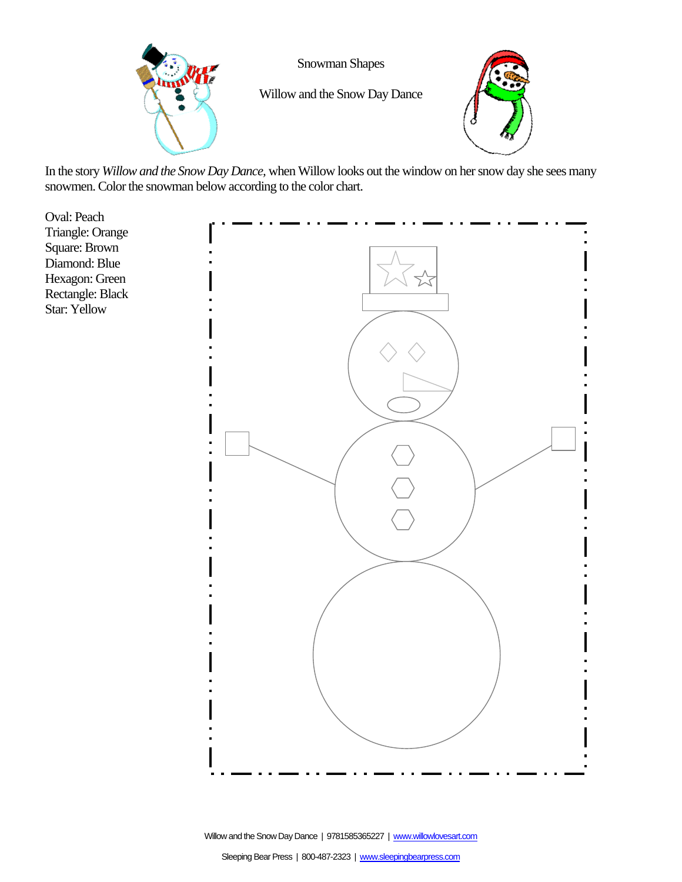# Snowman Shapes

## Willow and the Snow Day Dance

In the story *Willow and the Snow Day Dance,* when Willow looks out the window on her snow day she sees many snowmen. Color the snowman below according to the color chart.

Oval: Peach
Triangle: Orange
Square: Brown
Diamond: Blue
Hexagon: Green
Rectangle: Black
Star: Yellow

Willow and the Snow Day Dance | 9781585365227 | www.willowlovesart.com

Sleeping Bear Press | 800-487-2323 | www.sleepingbearpress.com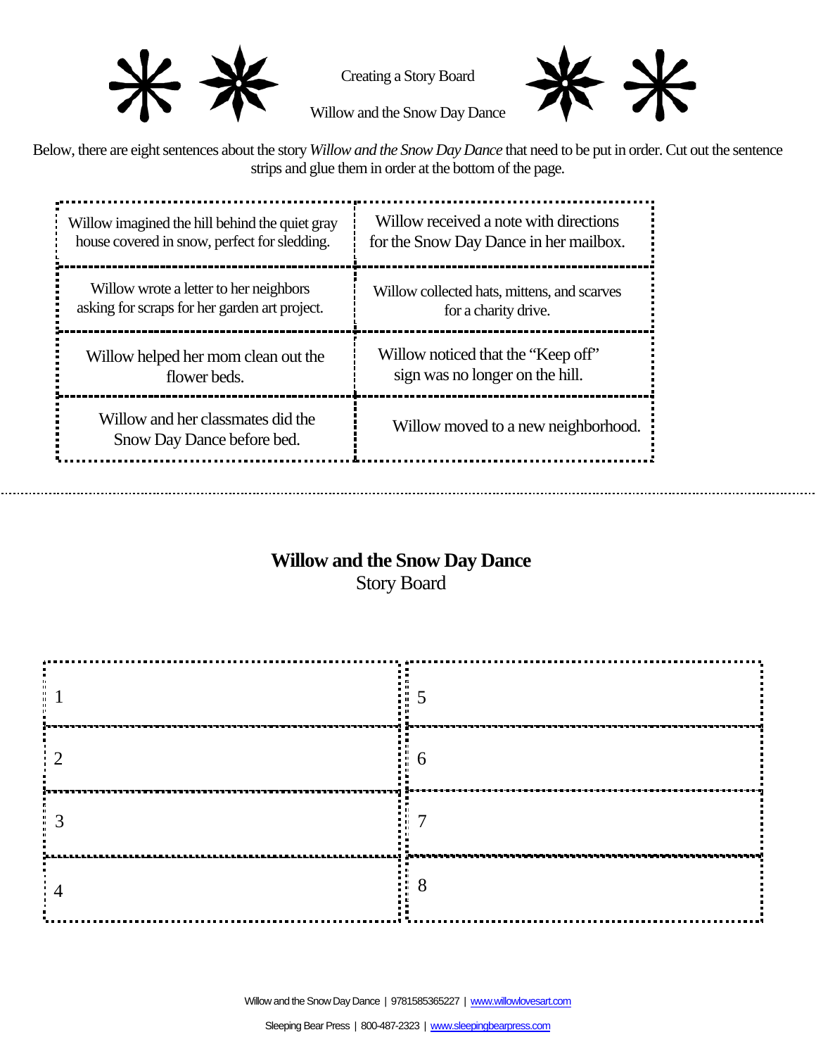Creating a Story Board

Willow and the Snow Day Dance

Below, there are eight sentences about the story *Willow and the Snow Day Dance* that need to be put in order. Cut out the sentence strips and glue them in order at the bottom of the page.

| | |
|---|---|
| Willow imagined the hill behind the quiet gray house covered in snow, perfect for sledding. | Willow received a note with directions for the Snow Day Dance in her mailbox. |
| Willow wrote a letter to her neighbors asking for scraps for her garden art project. | Willow collected hats, mittens, and scarves for a charity drive. |
| Willow helped her mom clean out the flower beds. | Willow noticed that the "Keep off" sign was no longer on the hill. |
| Willow and her classmates did the Snow Day Dance before bed. | Willow moved to a new neighborhood. |

## **Willow and the Snow Day Dance**

Story Board

| | |
|---|---|
| 1 | 5 |
| 2 | 6 |
| 3 | 7 |
| 4 | 8 |

Willow and the Snow Day Dance | 9781585365227 | www.willowlovesart.com

Sleeping Bear Press | 800-487-2323 | www.sleepingbearpress.com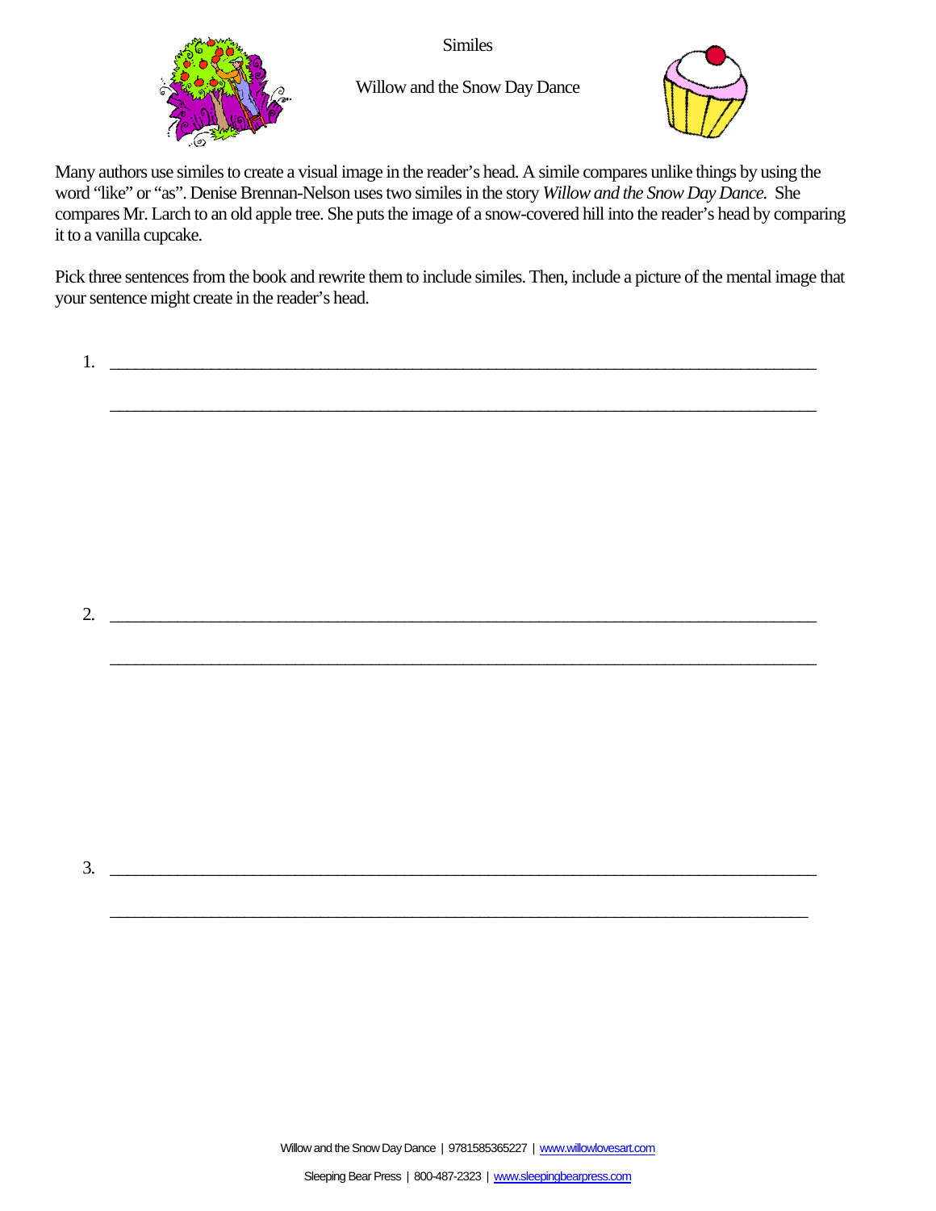# Similes

## Willow and the Snow Day Dance

Many authors use similes to create a visual image in the reader's head. A simile compares unlike things by using the word "like" or "as". Denise Brennan-Nelson uses two similes in the story *Willow and the Snow Day Dance.* She compares Mr. Larch to an old apple tree. She puts the image of a snow-covered hill into the reader's head by comparing it to a vanilla cupcake.

Pick three sentences from the book and rewrite them to include similes. Then, include a picture of the mental image that your sentence might create in the reader's head.

1. ______________________________________________________________________________

   ______________________________________________________________________________

2. ______________________________________________________________________________

   ______________________________________________________________________________

3. ______________________________________________________________________________

   ______________________________________________________________________________

Willow and the Snow Day Dance | 9781585365227 | www.willowlovesart.com

Sleeping Bear Press | 800-487-2323 | www.sleepingbearpress.com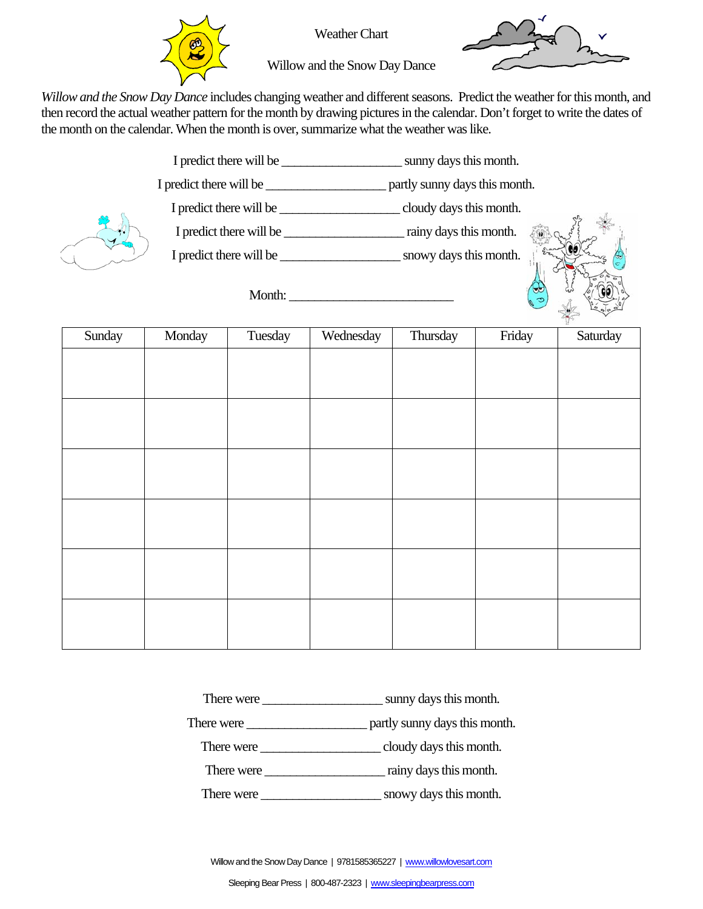# Weather Chart

## Willow and the Snow Day Dance

*Willow and the Snow Day Dance* includes changing weather and different seasons. Predict the weather for this month, and then record the actual weather pattern for the month by drawing pictures in the calendar. Don't forget to write the dates of the month on the calendar. When the month is over, summarize what the weather was like.

I predict there will be __________________ sunny days this month.

I predict there will be __________________ partly sunny days this month.

I predict there will be __________________ cloudy days this month.

I predict there will be __________________ rainy days this month.

I predict there will be __________________ snowy days this month.

Month: ________________________

| Sunday | Monday | Tuesday | Wednesday | Thursday | Friday | Saturday |
|---|---|---|---|---|---|---|
| | | | | | | |
| | | | | | | |
| | | | | | | |
| | | | | | | |
| | | | | | | |
| | | | | | | |

There were __________________ sunny days this month.

There were __________________ partly sunny days this month.

There were __________________ cloudy days this month.

There were __________________ rainy days this month.

There were __________________ snowy days this month.

Willow and the Snow Day Dance | 9781585365227 | www.willowlovesart.com

Sleeping Bear Press | 800-487-2323 | www.sleepingbearpress.com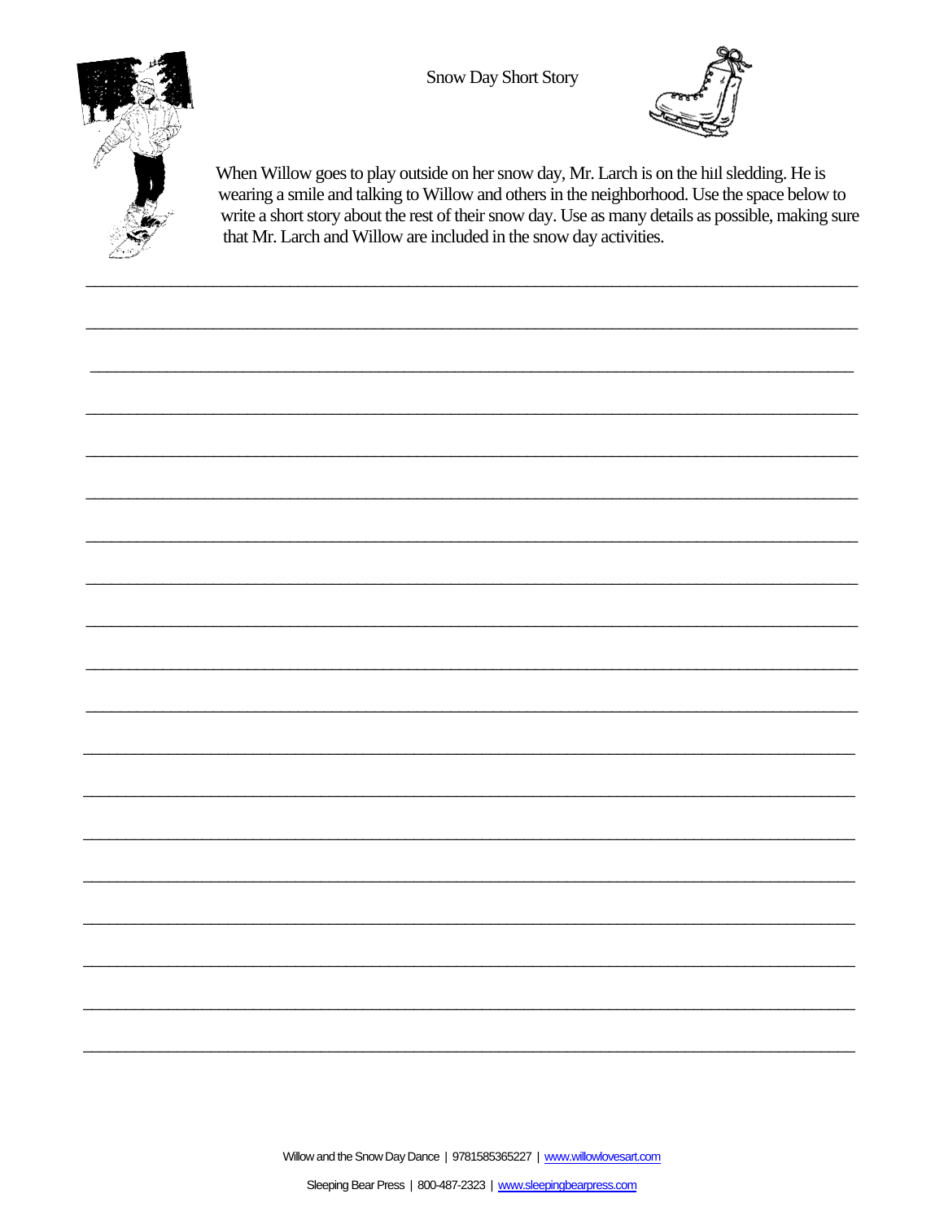# Snow Day Short Story

When Willow goes to play outside on her snow day, Mr. Larch is on the hill sledding. He is wearing a smile and talking to Willow and others in the neighborhood. Use the space below to write a short story about the rest of their snow day. Use as many details as possible, making sure that Mr. Larch and Willow are included in the snow day activities.

\_\_\_\_\_\_\_\_\_\_\_\_\_\_\_\_\_\_\_\_\_\_\_\_\_\_\_\_\_\_\_\_\_\_\_\_\_\_\_\_\_\_\_\_\_\_\_\_\_\_\_\_\_\_\_\_\_\_\_\_\_\_\_\_\_\_\_\_\_\_\_\_\_\_\_\_

\_\_\_\_\_\_\_\_\_\_\_\_\_\_\_\_\_\_\_\_\_\_\_\_\_\_\_\_\_\_\_\_\_\_\_\_\_\_\_\_\_\_\_\_\_\_\_\_\_\_\_\_\_\_\_\_\_\_\_\_\_\_\_\_\_\_\_\_\_\_\_\_\_\_\_\_

\_\_\_\_\_\_\_\_\_\_\_\_\_\_\_\_\_\_\_\_\_\_\_\_\_\_\_\_\_\_\_\_\_\_\_\_\_\_\_\_\_\_\_\_\_\_\_\_\_\_\_\_\_\_\_\_\_\_\_\_\_\_\_\_\_\_\_\_\_\_\_\_\_\_\_\_

\_\_\_\_\_\_\_\_\_\_\_\_\_\_\_\_\_\_\_\_\_\_\_\_\_\_\_\_\_\_\_\_\_\_\_\_\_\_\_\_\_\_\_\_\_\_\_\_\_\_\_\_\_\_\_\_\_\_\_\_\_\_\_\_\_\_\_\_\_\_\_\_\_\_\_\_

\_\_\_\_\_\_\_\_\_\_\_\_\_\_\_\_\_\_\_\_\_\_\_\_\_\_\_\_\_\_\_\_\_\_\_\_\_\_\_\_\_\_\_\_\_\_\_\_\_\_\_\_\_\_\_\_\_\_\_\_\_\_\_\_\_\_\_\_\_\_\_\_\_\_\_\_

\_\_\_\_\_\_\_\_\_\_\_\_\_\_\_\_\_\_\_\_\_\_\_\_\_\_\_\_\_\_\_\_\_\_\_\_\_\_\_\_\_\_\_\_\_\_\_\_\_\_\_\_\_\_\_\_\_\_\_\_\_\_\_\_\_\_\_\_\_\_\_\_\_\_\_\_

\_\_\_\_\_\_\_\_\_\_\_\_\_\_\_\_\_\_\_\_\_\_\_\_\_\_\_\_\_\_\_\_\_\_\_\_\_\_\_\_\_\_\_\_\_\_\_\_\_\_\_\_\_\_\_\_\_\_\_\_\_\_\_\_\_\_\_\_\_\_\_\_\_\_\_\_

\_\_\_\_\_\_\_\_\_\_\_\_\_\_\_\_\_\_\_\_\_\_\_\_\_\_\_\_\_\_\_\_\_\_\_\_\_\_\_\_\_\_\_\_\_\_\_\_\_\_\_\_\_\_\_\_\_\_\_\_\_\_\_\_\_\_\_\_\_\_\_\_\_\_\_\_

\_\_\_\_\_\_\_\_\_\_\_\_\_\_\_\_\_\_\_\_\_\_\_\_\_\_\_\_\_\_\_\_\_\_\_\_\_\_\_\_\_\_\_\_\_\_\_\_\_\_\_\_\_\_\_\_\_\_\_\_\_\_\_\_\_\_\_\_\_\_\_\_\_\_\_\_

\_\_\_\_\_\_\_\_\_\_\_\_\_\_\_\_\_\_\_\_\_\_\_\_\_\_\_\_\_\_\_\_\_\_\_\_\_\_\_\_\_\_\_\_\_\_\_\_\_\_\_\_\_\_\_\_\_\_\_\_\_\_\_\_\_\_\_\_\_\_\_\_\_\_\_\_

\_\_\_\_\_\_\_\_\_\_\_\_\_\_\_\_\_\_\_\_\_\_\_\_\_\_\_\_\_\_\_\_\_\_\_\_\_\_\_\_\_\_\_\_\_\_\_\_\_\_\_\_\_\_\_\_\_\_\_\_\_\_\_\_\_\_\_\_\_\_\_\_\_\_\_\_

\_\_\_\_\_\_\_\_\_\_\_\_\_\_\_\_\_\_\_\_\_\_\_\_\_\_\_\_\_\_\_\_\_\_\_\_\_\_\_\_\_\_\_\_\_\_\_\_\_\_\_\_\_\_\_\_\_\_\_\_\_\_\_\_\_\_\_\_\_\_\_\_\_\_\_\_

\_\_\_\_\_\_\_\_\_\_\_\_\_\_\_\_\_\_\_\_\_\_\_\_\_\_\_\_\_\_\_\_\_\_\_\_\_\_\_\_\_\_\_\_\_\_\_\_\_\_\_\_\_\_\_\_\_\_\_\_\_\_\_\_\_\_\_\_\_\_\_\_\_\_\_\_

\_\_\_\_\_\_\_\_\_\_\_\_\_\_\_\_\_\_\_\_\_\_\_\_\_\_\_\_\_\_\_\_\_\_\_\_\_\_\_\_\_\_\_\_\_\_\_\_\_\_\_\_\_\_\_\_\_\_\_\_\_\_\_\_\_\_\_\_\_\_\_\_\_\_\_\_

\_\_\_\_\_\_\_\_\_\_\_\_\_\_\_\_\_\_\_\_\_\_\_\_\_\_\_\_\_\_\_\_\_\_\_\_\_\_\_\_\_\_\_\_\_\_\_\_\_\_\_\_\_\_\_\_\_\_\_\_\_\_\_\_\_\_\_\_\_\_\_\_\_\_\_\_

\_\_\_\_\_\_\_\_\_\_\_\_\_\_\_\_\_\_\_\_\_\_\_\_\_\_\_\_\_\_\_\_\_\_\_\_\_\_\_\_\_\_\_\_\_\_\_\_\_\_\_\_\_\_\_\_\_\_\_\_\_\_\_\_\_\_\_\_\_\_\_\_\_\_\_\_

\_\_\_\_\_\_\_\_\_\_\_\_\_\_\_\_\_\_\_\_\_\_\_\_\_\_\_\_\_\_\_\_\_\_\_\_\_\_\_\_\_\_\_\_\_\_\_\_\_\_\_\_\_\_\_\_\_\_\_\_\_\_\_\_\_\_\_\_\_\_\_\_\_\_\_\_

\_\_\_\_\_\_\_\_\_\_\_\_\_\_\_\_\_\_\_\_\_\_\_\_\_\_\_\_\_\_\_\_\_\_\_\_\_\_\_\_\_\_\_\_\_\_\_\_\_\_\_\_\_\_\_\_\_\_\_\_\_\_\_\_\_\_\_\_\_\_\_\_\_\_\_\_

\_\_\_\_\_\_\_\_\_\_\_\_\_\_\_\_\_\_\_\_\_\_\_\_\_\_\_\_\_\_\_\_\_\_\_\_\_\_\_\_\_\_\_\_\_\_\_\_\_\_\_\_\_\_\_\_\_\_\_\_\_\_\_\_\_\_\_\_\_\_\_\_\_\_\_\_

Willow and the Snow Day Dance | 9781585365227 | www.willowlovesart.com

Sleeping Bear Press | 800-487-2323 | www.sleepingbearpress.com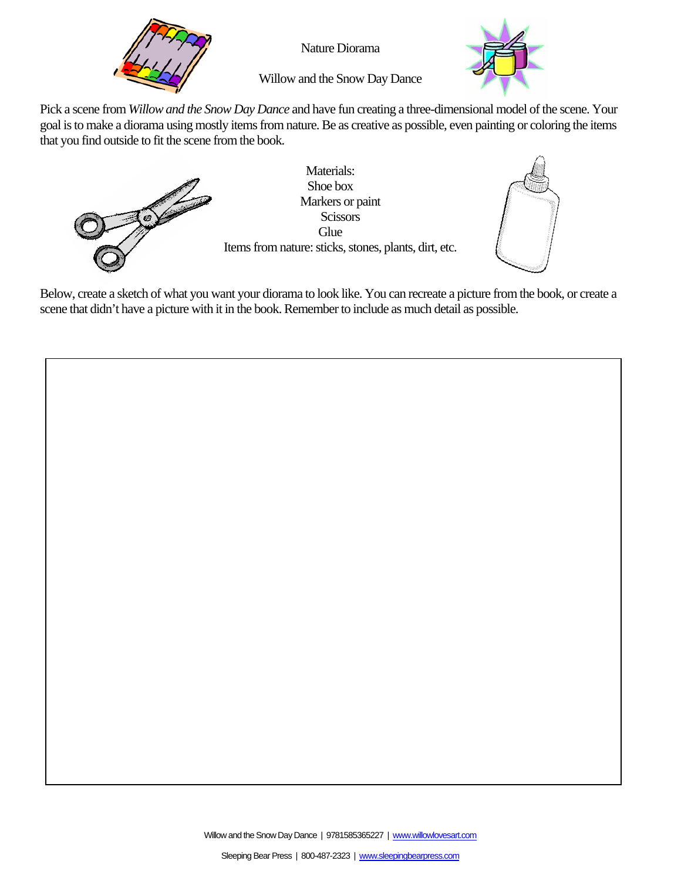# Nature Diorama

## Willow and the Snow Day Dance

Pick a scene from *Willow and the Snow Day Dance* and have fun creating a three-dimensional model of the scene. Your goal is to make a diorama using mostly items from nature. Be as creative as possible, even painting or coloring the items that you find outside to fit the scene from the book.

Materials:
- Shoe box
- Markers or paint
- Scissors
- Glue
- Items from nature: sticks, stones, plants, dirt, etc.

Below, create a sketch of what you want your diorama to look like. You can recreate a picture from the book, or create a scene that didn't have a picture with it in the book. Remember to include as much detail as possible.

Willow and the Snow Day Dance | 9781585365227 | www.willowlovesart.com

Sleeping Bear Press | 800-487-2323 | www.sleepingbearpress.com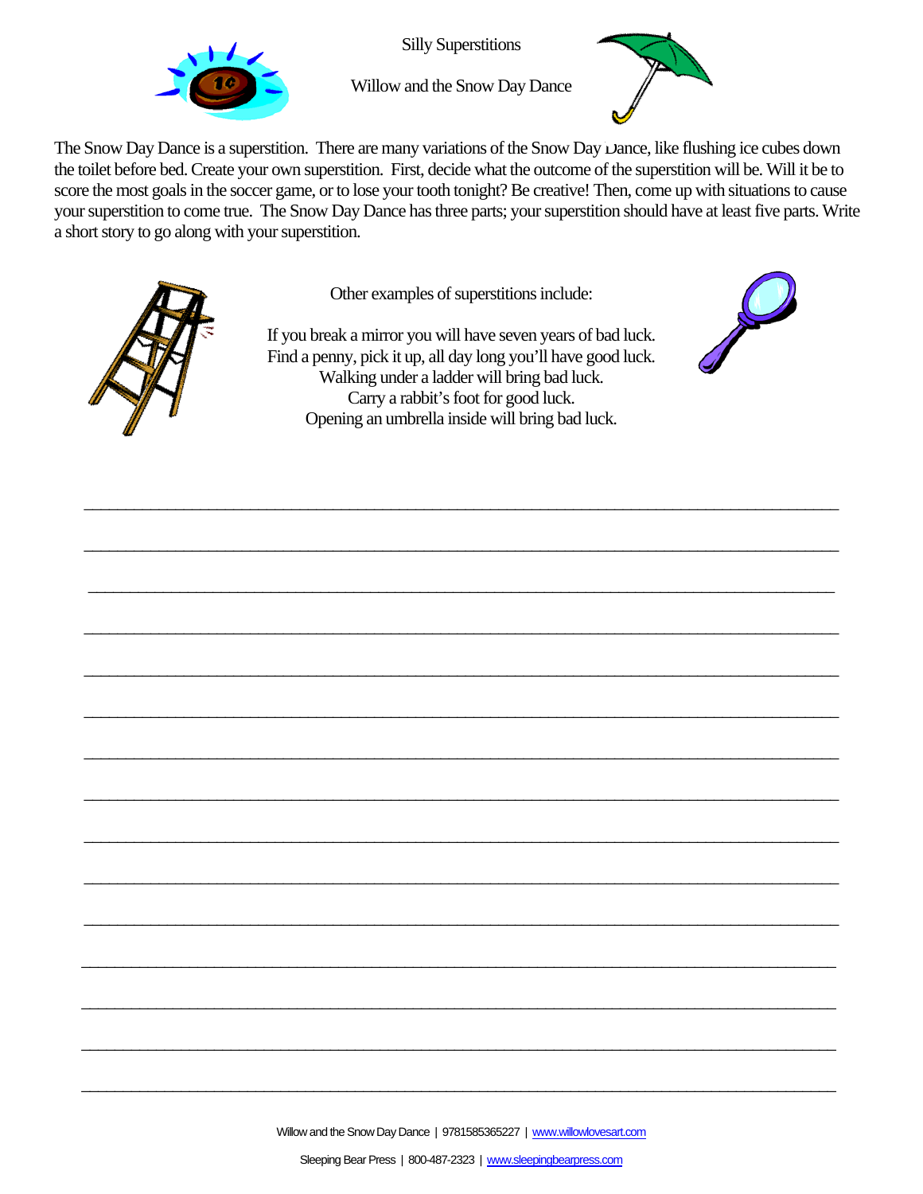# Silly Superstitions

## Willow and the Snow Day Dance

The Snow Day Dance is a superstition. There are many variations of the Snow Day Dance, like flushing ice cubes down the toilet before bed. Create your own superstition. First, decide what the outcome of the superstition will be. Will it be to score the most goals in the soccer game, or to lose your tooth tonight? Be creative! Then, come up with situations to cause your superstition to come true. The Snow Day Dance has three parts; your superstition should have at least five parts. Write a short story to go along with your superstition.

Other examples of superstitions include:

If you break a mirror you will have seven years of bad luck.
Find a penny, pick it up, all day long you'll have good luck.
Walking under a ladder will bring bad luck.
Carry a rabbit's foot for good luck.
Opening an umbrella inside will bring bad luck.

___________________________________________________________________________

___________________________________________________________________________

___________________________________________________________________________

___________________________________________________________________________

___________________________________________________________________________

___________________________________________________________________________

___________________________________________________________________________

___________________________________________________________________________

___________________________________________________________________________

___________________________________________________________________________

___________________________________________________________________________

___________________________________________________________________________

___________________________________________________________________________

___________________________________________________________________________

___________________________________________________________________________

Willow and the Snow Day Dance | 9781585365227 | www.willowlovesart.com

Sleeping Bear Press | 800-487-2323 | www.sleepingbearpress.com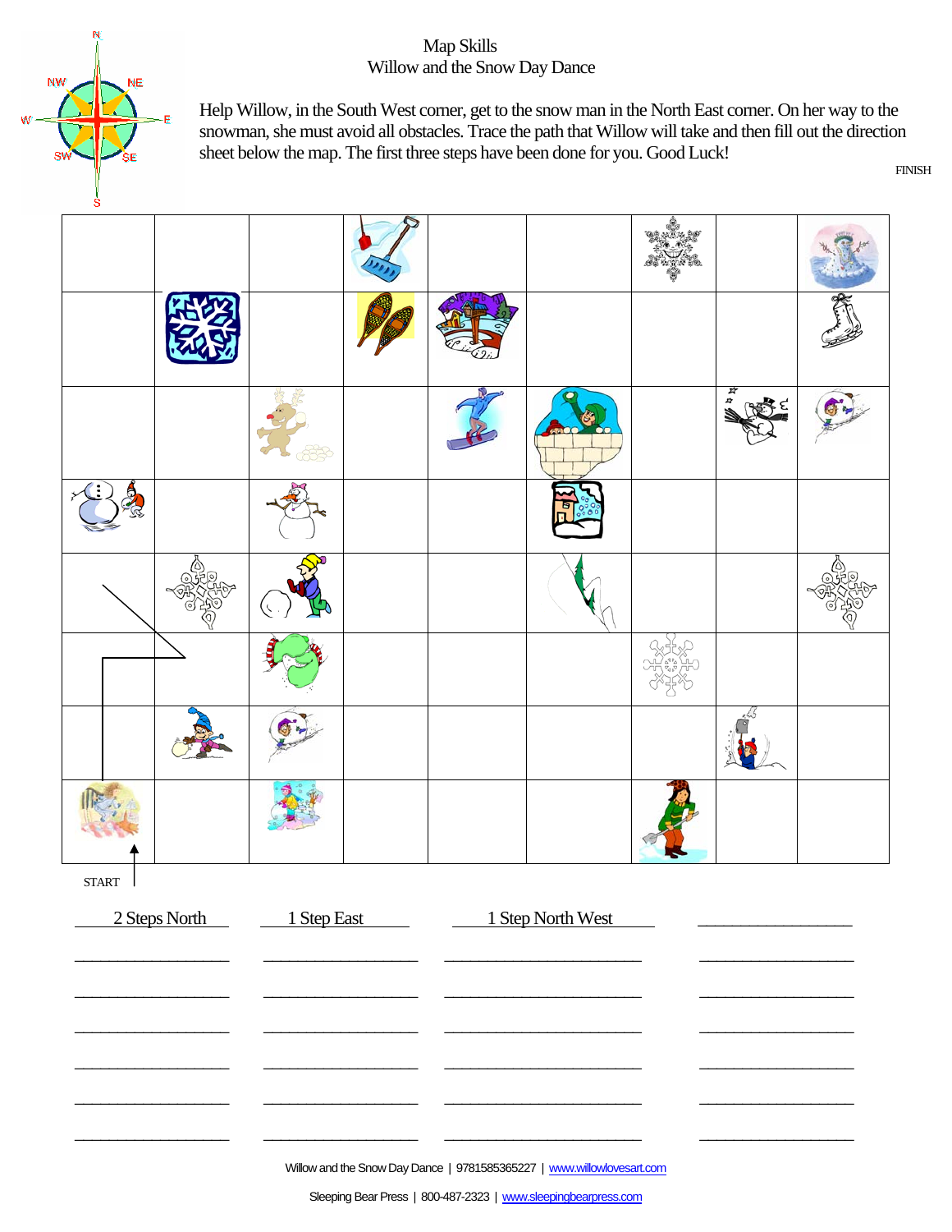# Map Skills

## Willow and the Snow Day Dance

Help Willow, in the South West corner, get to the snow man in the North East corner. On her way to the snowman, she must avoid all obstacles. Trace the path that Willow will take and then fill out the direction sheet below the map. The first three steps have been done for you. Good Luck!

FINISH

START

| | | | |
|---|---|---|---|
| 2 Steps North | 1 Step East | 1 Step North West | ________________ |
| ________________ | ________________ | ________________ | ________________ |
| ________________ | ________________ | ________________ | ________________ |
| ________________ | ________________ | ________________ | ________________ |
| ________________ | ________________ | ________________ | ________________ |
| ________________ | ________________ | ________________ | ________________ |
| ________________ | ________________ | ________________ | ________________ |

Willow and the Snow Day Dance | 9781585365227 | www.willowlovesart.com

Sleeping Bear Press | 800-487-2323 | www.sleepingbearpress.com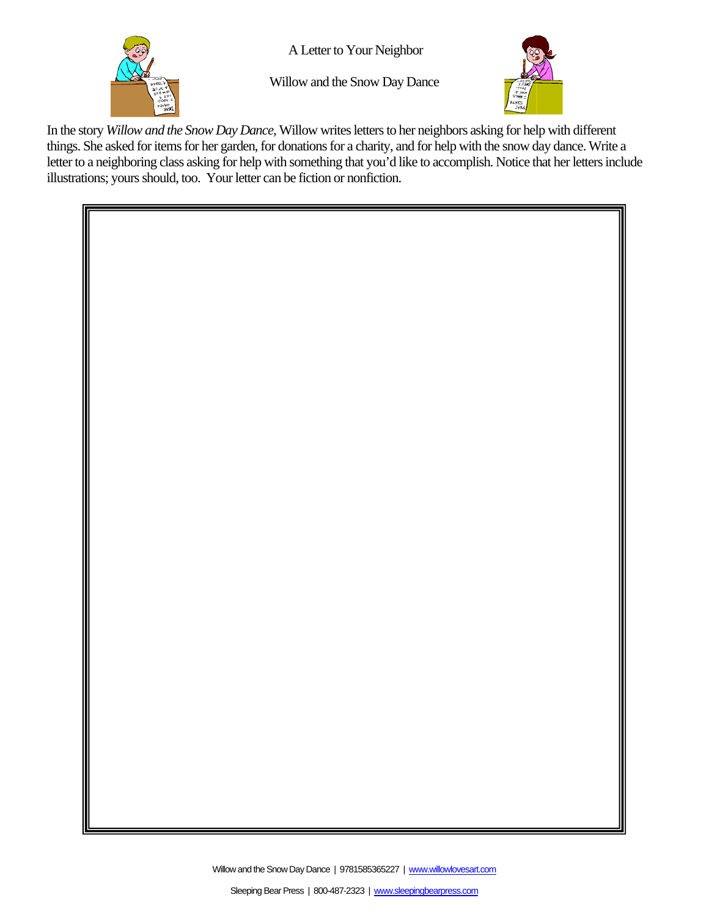# A Letter to Your Neighbor

## Willow and the Snow Day Dance

In the story *Willow and the Snow Day Dance*, Willow writes letters to her neighbors asking for help with different things. She asked for items for her garden, for donations for a charity, and for help with the snow day dance. Write a letter to a neighboring class asking for help with something that you'd like to accomplish. Notice that her letters include illustrations; yours should, too. Your letter can be fiction or nonfiction.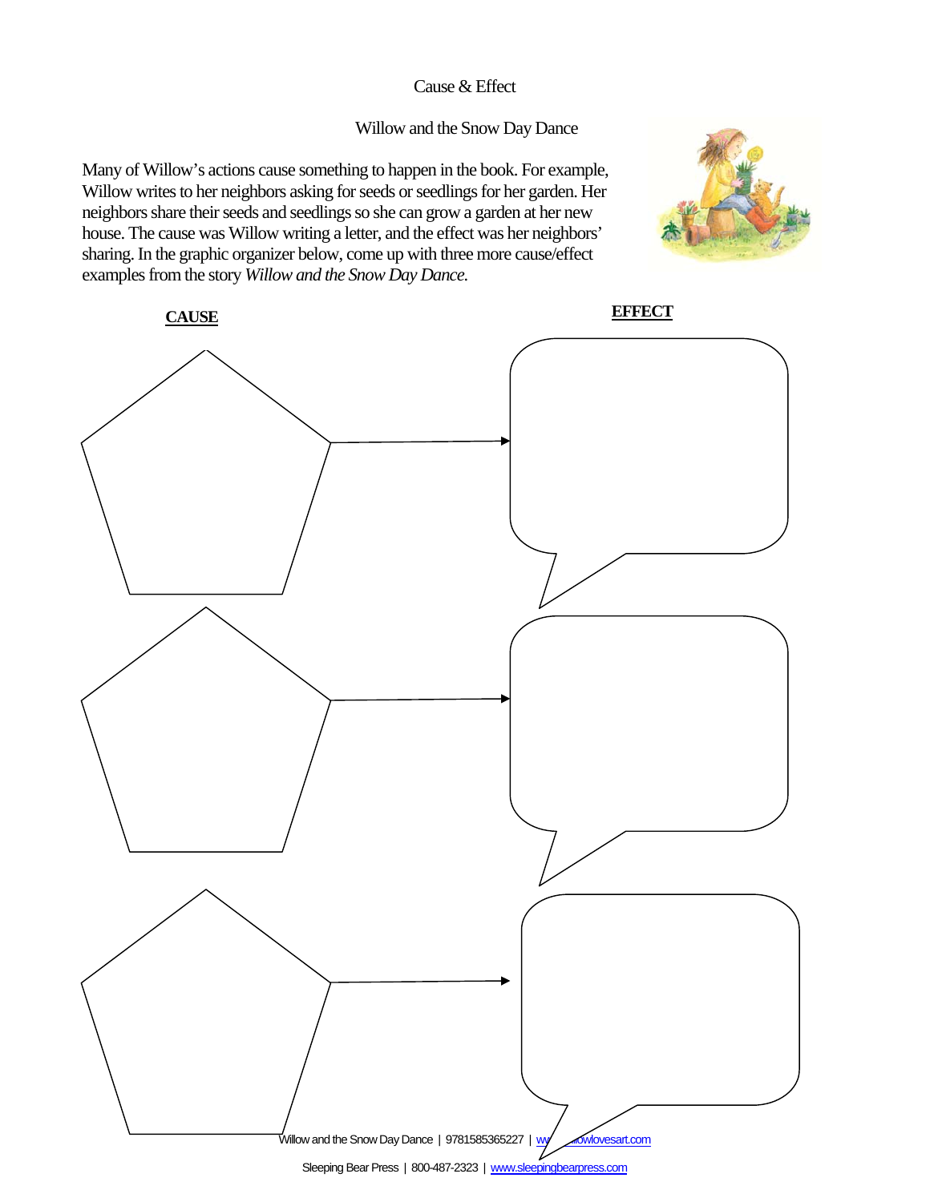# Cause & Effect

## Willow and the Snow Day Dance

Many of Willow's actions cause something to happen in the book. For example, Willow writes to her neighbors asking for seeds or seedlings for her garden. Her neighbors share their seeds and seedlings so she can grow a garden at her new house. The cause was Willow writing a letter, and the effect was her neighbors' sharing. In the graphic organizer below, come up with three more cause/effect examples from the story *Willow and the Snow Day Dance.*

**CAUSE**

**EFFECT**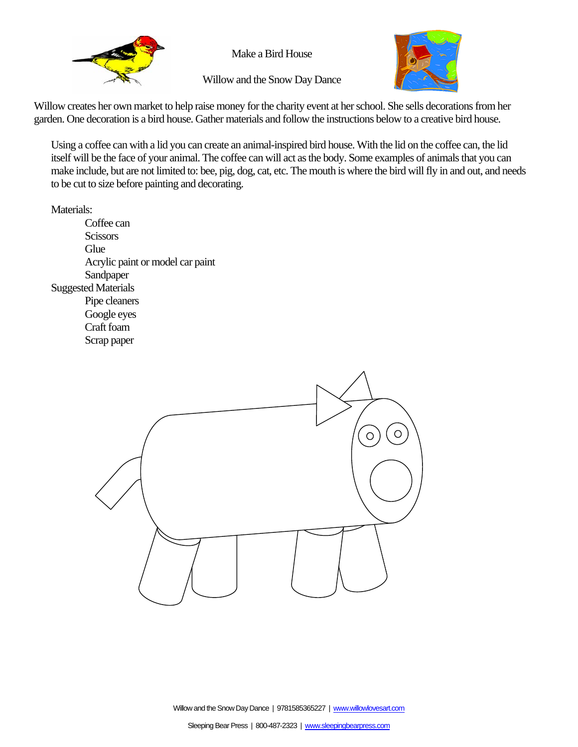# Make a Bird House

## Willow and the Snow Day Dance

Willow creates her own market to help raise money for the charity event at her school. She sells decorations from her garden. One decoration is a bird house. Gather materials and follow the instructions below to a creative bird house.

Using a coffee can with a lid you can create an animal-inspired bird house. With the lid on the coffee can, the lid itself will be the face of your animal. The coffee can will act as the body. Some examples of animals that you can make include, but are not limited to: bee, pig, dog, cat, etc. The mouth is where the bird will fly in and out, and needs to be cut to size before painting and decorating.

Materials:

- Coffee can
- Scissors
- Glue
- Acrylic paint or model car paint
- Sandpaper

Suggested Materials

- Pipe cleaners
- Google eyes
- Craft foam
- Scrap paper

Willow and the Snow Day Dance | 9781585365227 | www.willowlovesart.com

Sleeping Bear Press | 800-487-2323 | www.sleepingbearpress.com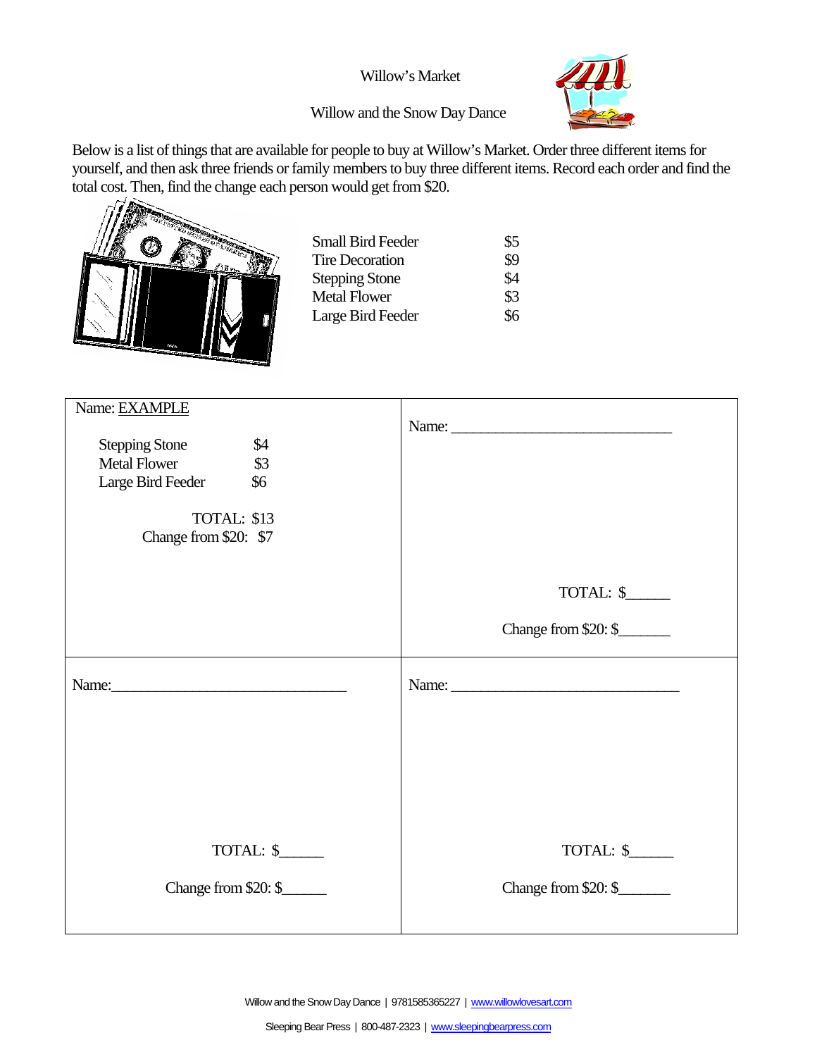# Willow's Market

## Willow and the Snow Day Dance

Below is a list of things that are available for people to buy at Willow's Market. Order three different items for yourself, and then ask three friends or family members to buy three different items. Record each order and find the total cost. Then, find the change each person would get from $20.

| Item | Price |
|---|---|
| Small Bird Feeder | $5 |
| Tire Decoration | $9 |
| Stepping Stone | $4 |
| Metal Flower | $3 |
| Large Bird Feeder | $6 |

| | |
|---|---|
| Name: EXAMPLE<br><br>Stepping Stone $4<br>Metal Flower $3<br>Large Bird Feeder $6<br><br>TOTAL: $13<br>Change from $20: $7 | Name: ____________________________<br><br><br><br><br>TOTAL: $_____<br><br>Change from $20: $______ |
| Name:______________________________<br><br><br><br><br>TOTAL: $_____<br><br>Change from $20: $_____ | Name: ______________________________<br><br><br><br><br>TOTAL: $_____<br><br>Change from $20: $______ |

Willow and the Snow Day Dance | 9781585365227 | www.willowlovesart.com

Sleeping Bear Press | 800-487-2323 | www.sleepingbearpress.com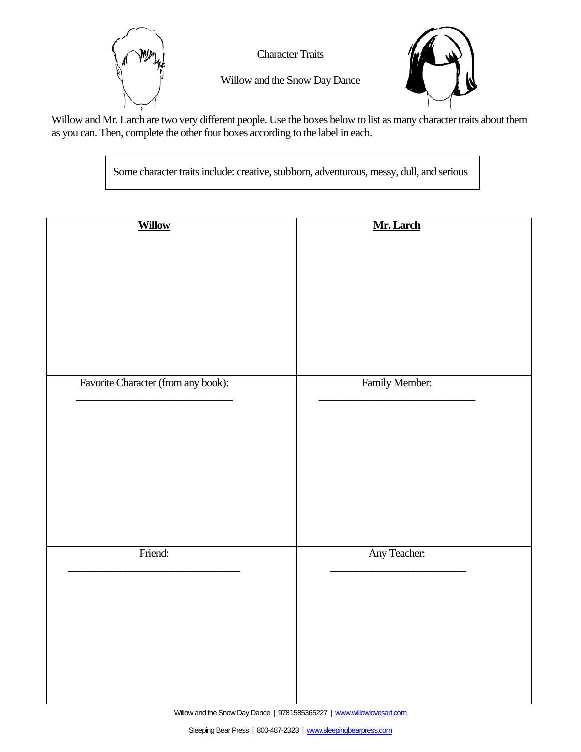Character Traits

Willow and the Snow Day Dance

Willow and Mr. Larch are two very different people. Use the boxes below to list as many character traits about them as you can. Then, complete the other four boxes according to the label in each.

Some character traits include: creative, stubborn, adventurous, messy, dull, and serious

| **Willow** | **Mr. Larch** |
| --- | --- |
| | |
| Favorite Character (from any book): ______________________________ | Family Member: ______________________________ |
| Friend: ________________________________ | Any Teacher: __________________________ |

Willow and the Snow Day Dance | 9781585365227 | www.willowlovesart.com

Sleeping Bear Press | 800-487-2323 | www.sleepingbearpress.com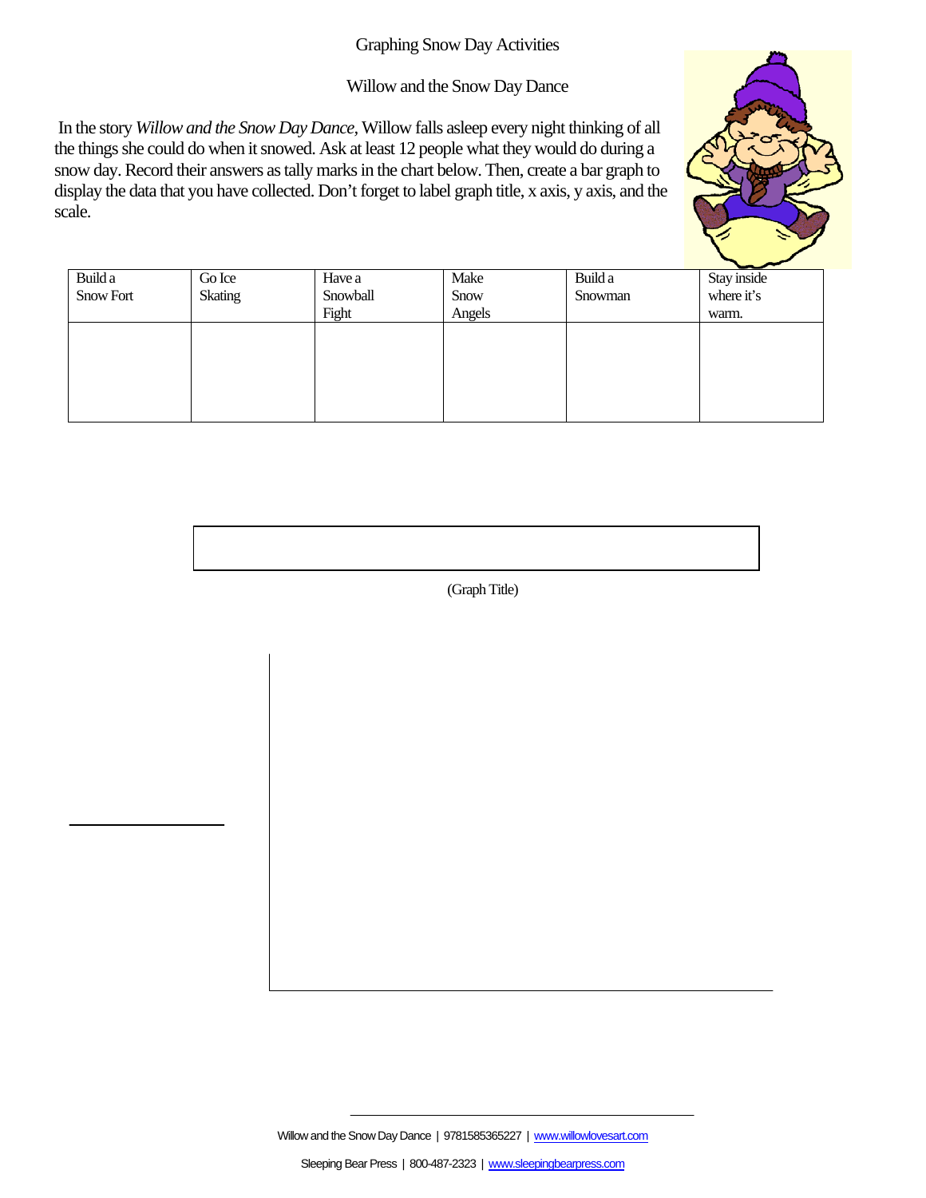# Graphing Snow Day Activities

## Willow and the Snow Day Dance

In the story *Willow and the Snow Day Dance,* Willow falls asleep every night thinking of all the things she could do when it snowed. Ask at least 12 people what they would do during a snow day. Record their answers as tally marks in the chart below. Then, create a bar graph to display the data that you have collected. Don't forget to label graph title, x axis, y axis, and the scale.

| Build a Snow Fort | Go Ice Skating | Have a Snowball Fight | Make Snow Angels | Build a Snowman | Stay inside where it's warm. |
| --- | --- | --- | --- | --- | --- |
| | | | | | |

(Graph Title)

Willow and the Snow Day Dance | 9781585365227 | www.willowlovesart.com

Sleeping Bear Press | 800-487-2323 | www.sleepingbearpress.com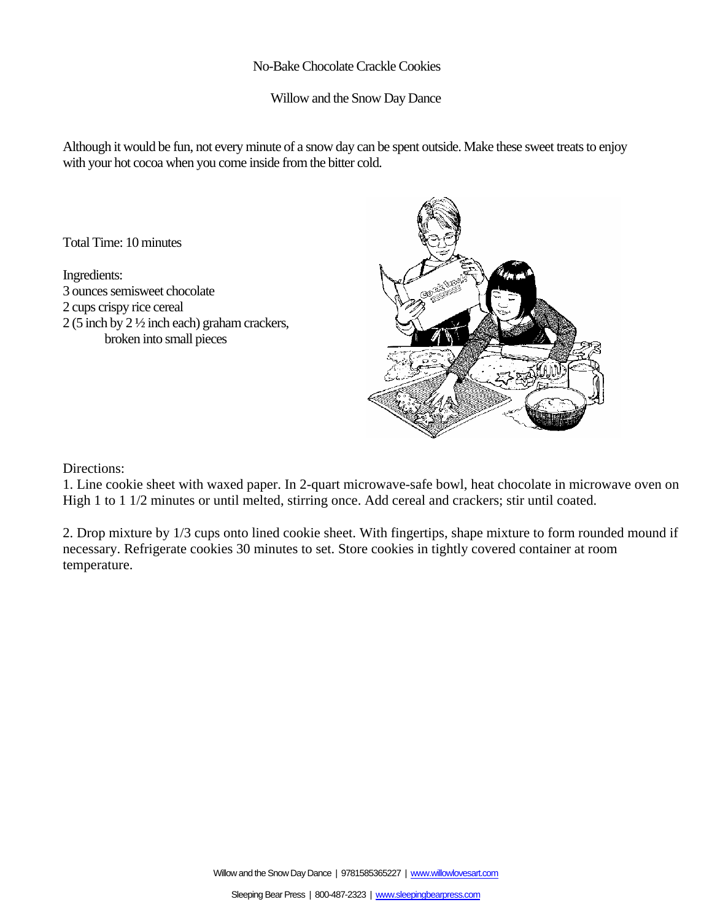# No-Bake Chocolate Crackle Cookies

## Willow and the Snow Day Dance

Although it would be fun, not every minute of a snow day can be spent outside. Make these sweet treats to enjoy with your hot cocoa when you come inside from the bitter cold.

Total Time: 10 minutes

Ingredients:
3 ounces semisweet chocolate
2 cups crispy rice cereal
2 (5 inch by 2 ½ inch each) graham crackers, broken into small pieces

Directions:

1. Line cookie sheet with waxed paper. In 2-quart microwave-safe bowl, heat chocolate in microwave oven on High 1 to 1 1/2 minutes or until melted, stirring once. Add cereal and crackers; stir until coated.

2. Drop mixture by 1/3 cups onto lined cookie sheet. With fingertips, shape mixture to form rounded mound if necessary. Refrigerate cookies 30 minutes to set. Store cookies in tightly covered container at room temperature.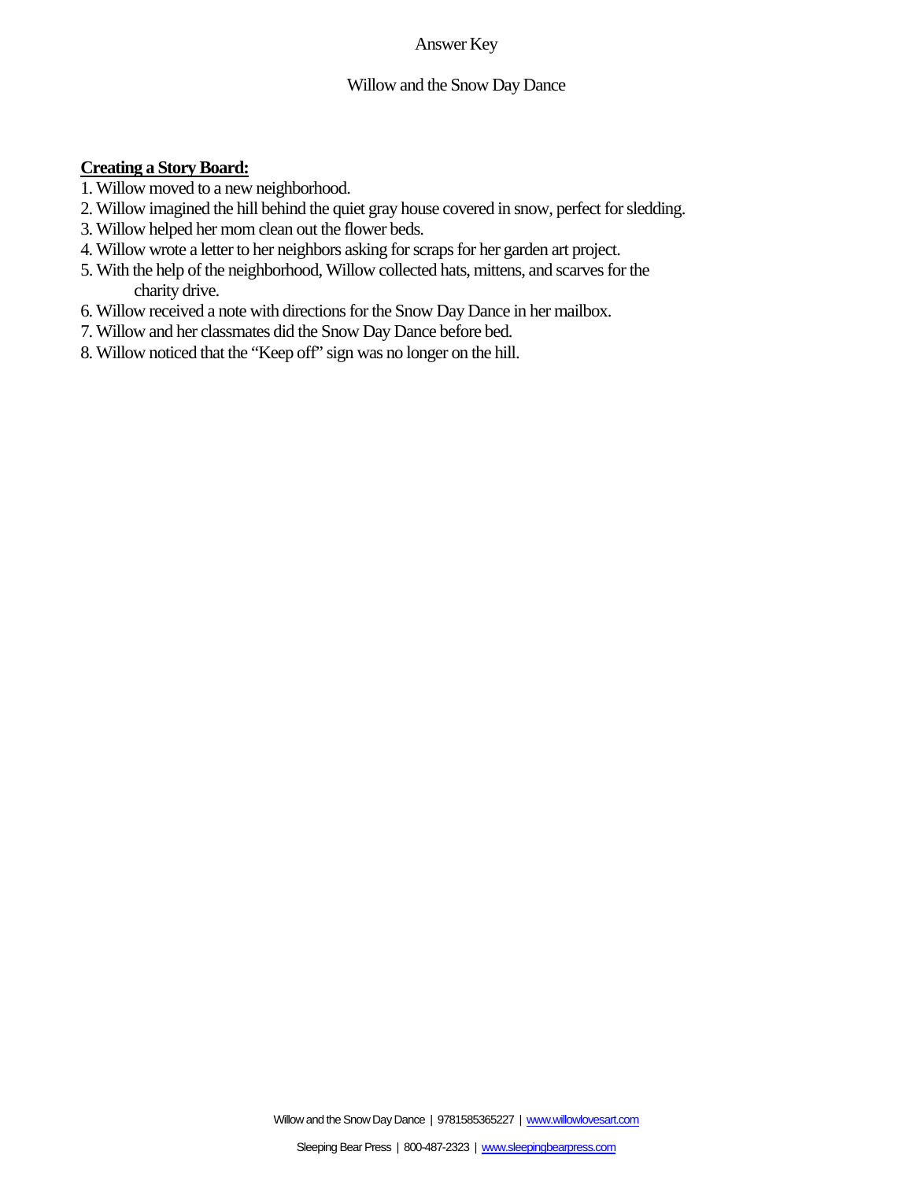Answer Key

Willow and the Snow Day Dance

**Creating a Story Board:**

1. Willow moved to a new neighborhood.
2. Willow imagined the hill behind the quiet gray house covered in snow, perfect for sledding.
3. Willow helped her mom clean out the flower beds.
4. Willow wrote a letter to her neighbors asking for scraps for her garden art project.
5. With the help of the neighborhood, Willow collected hats, mittens, and scarves for the charity drive.
6. Willow received a note with directions for the Snow Day Dance in her mailbox.
7. Willow and her classmates did the Snow Day Dance before bed.
8. Willow noticed that the "Keep off" sign was no longer on the hill.